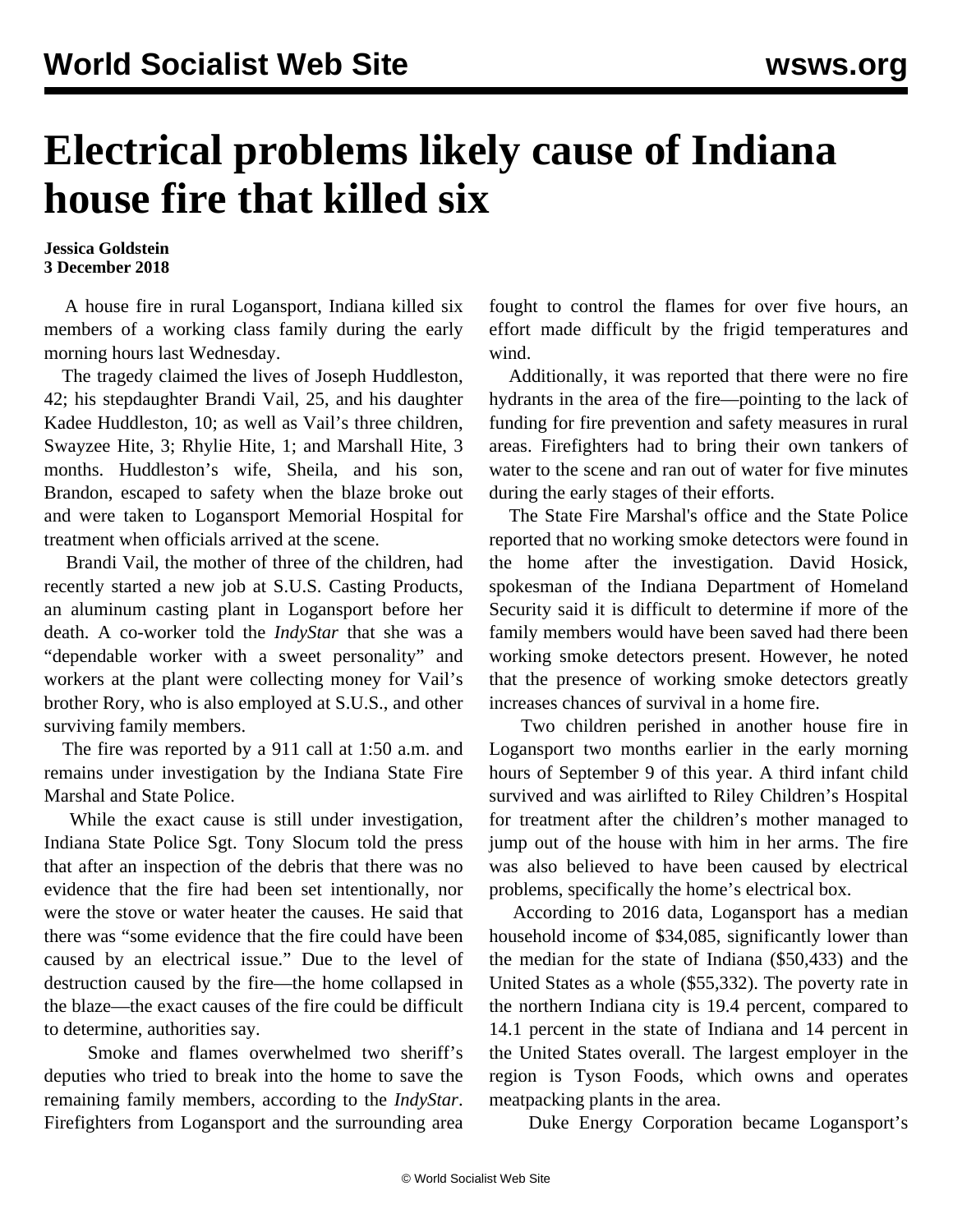# Electrical problems likely cause of Indiana house fire that killed six

**Jessica Goldstein**
**3 December 2018**

A house fire in rural Logansport, Indiana killed six members of a working class family during the early morning hours last Wednesday.

The tragedy claimed the lives of Joseph Huddleston, 42; his stepdaughter Brandi Vail, 25, and his daughter Kadee Huddleston, 10; as well as Vail's three children, Swayzee Hite, 3; Rhylie Hite, 1; and Marshall Hite, 3 months. Huddleston's wife, Sheila, and his son, Brandon, escaped to safety when the blaze broke out and were taken to Logansport Memorial Hospital for treatment when officials arrived at the scene.

Brandi Vail, the mother of three of the children, had recently started a new job at S.U.S. Casting Products, an aluminum casting plant in Logansport before her death. A co-worker told the *IndyStar* that she was a "dependable worker with a sweet personality" and workers at the plant were collecting money for Vail's brother Rory, who is also employed at S.U.S., and other surviving family members.

The fire was reported by a 911 call at 1:50 a.m. and remains under investigation by the Indiana State Fire Marshal and State Police.

While the exact cause is still under investigation, Indiana State Police Sgt. Tony Slocum told the press that after an inspection of the debris that there was no evidence that the fire had been set intentionally, nor were the stove or water heater the causes. He said that there was "some evidence that the fire could have been caused by an electrical issue." Due to the level of destruction caused by the fire—the home collapsed in the blaze—the exact causes of the fire could be difficult to determine, authorities say.

Smoke and flames overwhelmed two sheriff's deputies who tried to break into the home to save the remaining family members, according to the *IndyStar*. Firefighters from Logansport and the surrounding area fought to control the flames for over five hours, an effort made difficult by the frigid temperatures and wind.

Additionally, it was reported that there were no fire hydrants in the area of the fire—pointing to the lack of funding for fire prevention and safety measures in rural areas. Firefighters had to bring their own tankers of water to the scene and ran out of water for five minutes during the early stages of their efforts.

The State Fire Marshal's office and the State Police reported that no working smoke detectors were found in the home after the investigation. David Hosick, spokesman of the Indiana Department of Homeland Security said it is difficult to determine if more of the family members would have been saved had there been working smoke detectors present. However, he noted that the presence of working smoke detectors greatly increases chances of survival in a home fire.

Two children perished in another house fire in Logansport two months earlier in the early morning hours of September 9 of this year. A third infant child survived and was airlifted to Riley Children's Hospital for treatment after the children's mother managed to jump out of the house with him in her arms. The fire was also believed to have been caused by electrical problems, specifically the home's electrical box.

According to 2016 data, Logansport has a median household income of $34,085, significantly lower than the median for the state of Indiana ($50,433) and the United States as a whole ($55,332). The poverty rate in the northern Indiana city is 19.4 percent, compared to 14.1 percent in the state of Indiana and 14 percent in the United States overall. The largest employer in the region is Tyson Foods, which owns and operates meatpacking plants in the area.

Duke Energy Corporation became Logansport's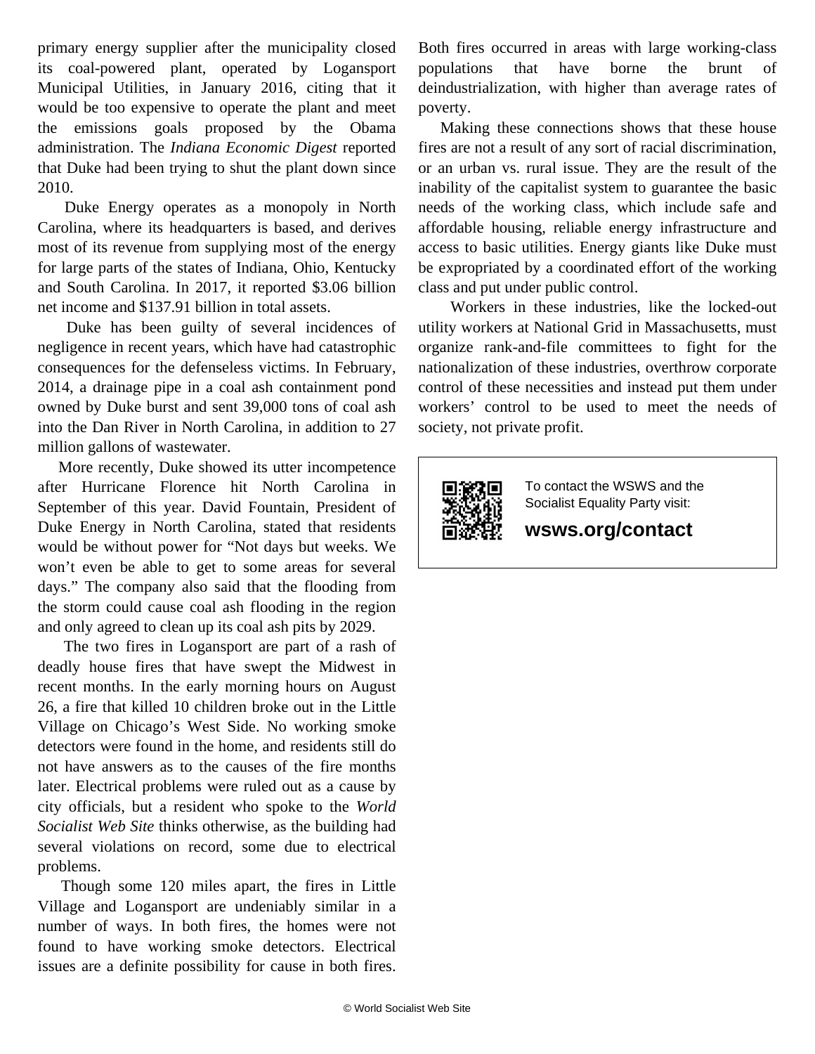primary energy supplier after the municipality closed its coal-powered plant, operated by Logansport Municipal Utilities, in January 2016, citing that it would be too expensive to operate the plant and meet the emissions goals proposed by the Obama administration. The *Indiana Economic Digest* reported that Duke had been trying to shut the plant down since 2010.

Duke Energy operates as a monopoly in North Carolina, where its headquarters is based, and derives most of its revenue from supplying most of the energy for large parts of the states of Indiana, Ohio, Kentucky and South Carolina. In 2017, it reported $3.06 billion net income and $137.91 billion in total assets.

Duke has been guilty of several incidences of negligence in recent years, which have had catastrophic consequences for the defenseless victims. In February, 2014, a drainage pipe in a coal ash containment pond owned by Duke burst and sent 39,000 tons of coal ash into the Dan River in North Carolina, in addition to 27 million gallons of wastewater.

More recently, Duke showed its utter incompetence after Hurricane Florence hit North Carolina in September of this year. David Fountain, President of Duke Energy in North Carolina, stated that residents would be without power for "Not days but weeks. We won't even be able to get to some areas for several days." The company also said that the flooding from the storm could cause coal ash flooding in the region and only agreed to clean up its coal ash pits by 2029.

The two fires in Logansport are part of a rash of deadly house fires that have swept the Midwest in recent months. In the early morning hours on August 26, a fire that killed 10 children broke out in the Little Village on Chicago's West Side. No working smoke detectors were found in the home, and residents still do not have answers as to the causes of the fire months later. Electrical problems were ruled out as a cause by city officials, but a resident who spoke to the *World Socialist Web Site* thinks otherwise, as the building had several violations on record, some due to electrical problems.

Though some 120 miles apart, the fires in Little Village and Logansport are undeniably similar in a number of ways. In both fires, the homes were not found to have working smoke detectors. Electrical issues are a definite possibility for cause in both fires. Both fires occurred in areas with large working-class populations that have borne the brunt of deindustrialization, with higher than average rates of poverty.

Making these connections shows that these house fires are not a result of any sort of racial discrimination, or an urban vs. rural issue. They are the result of the inability of the capitalist system to guarantee the basic needs of the working class, which include safe and affordable housing, reliable energy infrastructure and access to basic utilities. Energy giants like Duke must be expropriated by a coordinated effort of the working class and put under public control.

Workers in these industries, like the locked-out utility workers at National Grid in Massachusetts, must organize rank-and-file committees to fight for the nationalization of these industries, overthrow corporate control of these necessities and instead put them under workers' control to be used to meet the needs of society, not private profit.

To contact the WSWS and the Socialist Equality Party visit:

**wsws.org/contact**